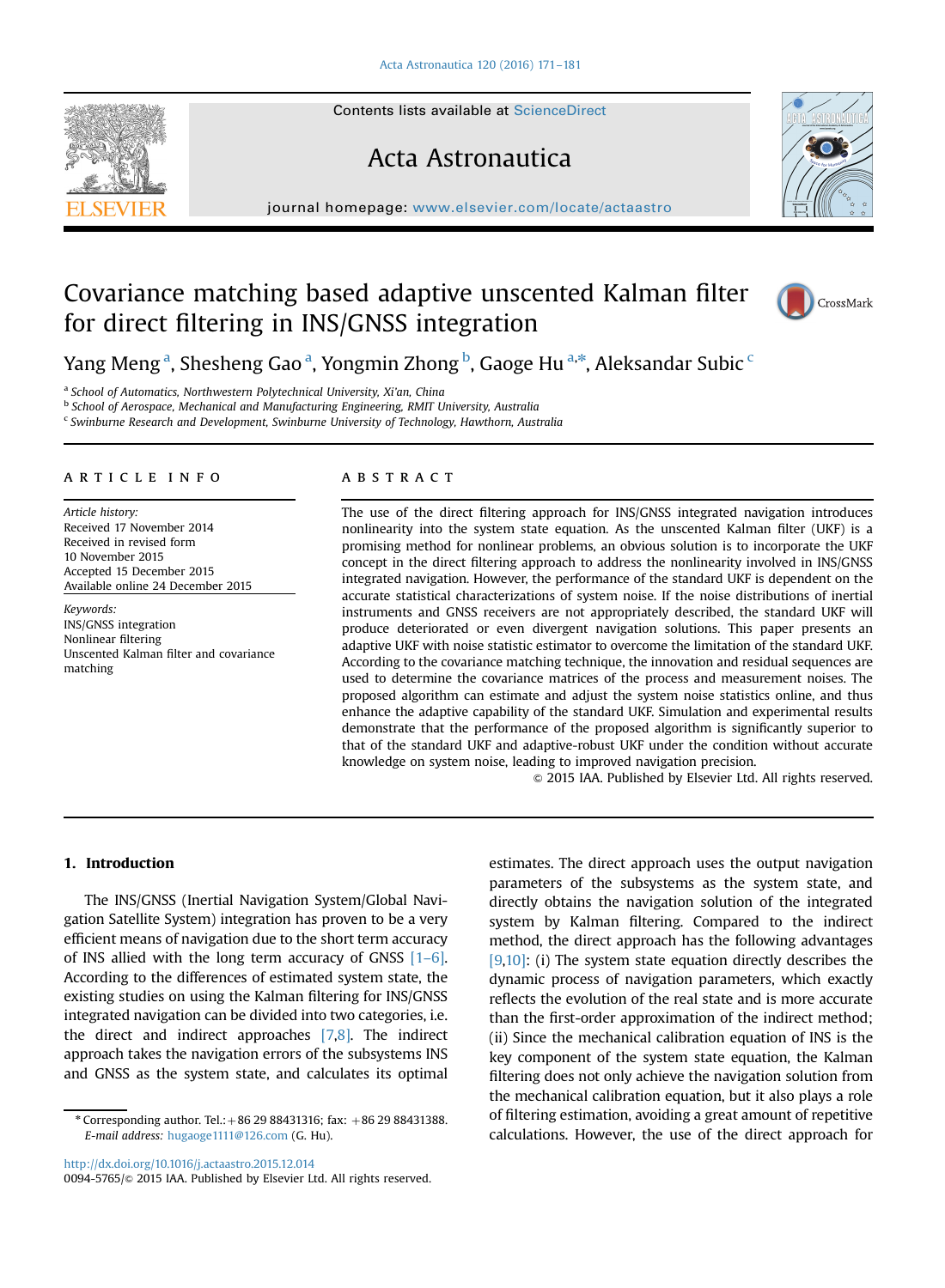# Covariance matching based adaptive unscented Kalman filter for direct filtering in INS/GNSS integration

Yang Meng [a], Shesheng Gao [a], Yongmin Zhong [b], Gaoge Hu [a,*], Aleksandar Subic [c]

[a] School of Automatics, Northwestern Polytechnical University, Xi'an, China
[b] School of Aerospace, Mechanical and Manufacturing Engineering, RMIT University, Australia
[c] Swinburne Research and Development, Swinburne University of Technology, Hawthorn, Australia

## ARTICLE INFO

*Article history:*
Received 17 November 2014
Received in revised form
10 November 2015
Accepted 15 December 2015
Available online 24 December 2015

*Keywords:*
INS/GNSS integration
Nonlinear filtering
Unscented Kalman filter and covariance matching

## ABSTRACT

The use of the direct filtering approach for INS/GNSS integrated navigation introduces nonlinearity into the system state equation. As the unscented Kalman filter (UKF) is a promising method for nonlinear problems, an obvious solution is to incorporate the UKF concept in the direct filtering approach to address the nonlinearity involved in INS/GNSS integrated navigation. However, the performance of the standard UKF is dependent on the accurate statistical characterizations of system noise. If the noise distributions of inertial instruments and GNSS receivers are not appropriately described, the standard UKF will produce deteriorated or even divergent navigation solutions. This paper presents an adaptive UKF with noise statistic estimator to overcome the limitation of the standard UKF. According to the covariance matching technique, the innovation and residual sequences are used to determine the covariance matrices of the process and measurement noises. The proposed algorithm can estimate and adjust the system noise statistics online, and thus enhance the adaptive capability of the standard UKF. Simulation and experimental results demonstrate that the performance of the proposed algorithm is significantly superior to that of the standard UKF and adaptive-robust UKF under the condition without accurate knowledge on system noise, leading to improved navigation precision.

© 2015 IAA. Published by Elsevier Ltd. All rights reserved.

## 1. Introduction

The INS/GNSS (Inertial Navigation System/Global Navigation Satellite System) integration has proven to be a very efficient means of navigation due to the short term accuracy of INS allied with the long term accuracy of GNSS [1–6]. According to the differences of estimated system state, the existing studies on using the Kalman filtering for INS/GNSS integrated navigation can be divided into two categories, i.e. the direct and indirect approaches [7,8]. The indirect approach takes the navigation errors of the subsystems INS and GNSS as the system state, and calculates its optimal estimates. The direct approach uses the output navigation parameters of the subsystems as the system state, and directly obtains the navigation solution of the integrated system by Kalman filtering. Compared to the indirect method, the direct approach has the following advantages [9,10]: (i) The system state equation directly describes the dynamic process of navigation parameters, which exactly reflects the evolution of the real state and is more accurate than the first-order approximation of the indirect method; (ii) Since the mechanical calibration equation of INS is the key component of the system state equation, the Kalman filtering does not only achieve the navigation solution from the mechanical calibration equation, but it also plays a role of filtering estimation, avoiding a great amount of repetitive calculations. However, the use of the direct approach for

* Corresponding author. Tel.: +86 29 88431316; fax: +86 29 88431388.
*E-mail address:* hugaoge1111@126.com (G. Hu).

http://dx.doi.org/10.1016/j.actaastro.2015.12.014
0094-5765/© 2015 IAA. Published by Elsevier Ltd. All rights reserved.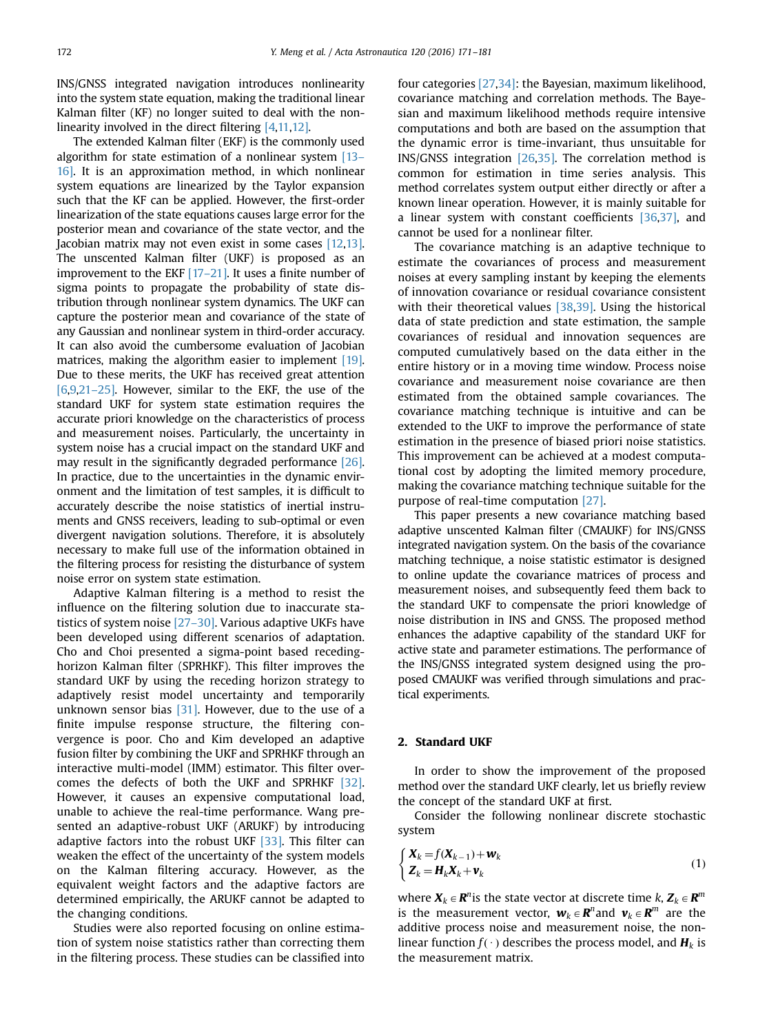INS/GNSS integrated navigation introduces nonlinearity into the system state equation, making the traditional linear Kalman filter (KF) no longer suited to deal with the nonlinearity involved in the direct filtering [4,11,12].

The extended Kalman filter (EKF) is the commonly used algorithm for state estimation of a nonlinear system [13–16]. It is an approximation method, in which nonlinear system equations are linearized by the Taylor expansion such that the KF can be applied. However, the first-order linearization of the state equations causes large error for the posterior mean and covariance of the state vector, and the Jacobian matrix may not even exist in some cases [12,13]. The unscented Kalman filter (UKF) is proposed as an improvement to the EKF [17–21]. It uses a finite number of sigma points to propagate the probability of state distribution through nonlinear system dynamics. The UKF can capture the posterior mean and covariance of the state of any Gaussian and nonlinear system in third-order accuracy. It can also avoid the cumbersome evaluation of Jacobian matrices, making the algorithm easier to implement [19]. Due to these merits, the UKF has received great attention [6,9,21–25]. However, similar to the EKF, the use of the standard UKF for system state estimation requires the accurate priori knowledge on the characteristics of process and measurement noises. Particularly, the uncertainty in system noise has a crucial impact on the standard UKF and may result in the significantly degraded performance [26]. In practice, due to the uncertainties in the dynamic environment and the limitation of test samples, it is difficult to accurately describe the noise statistics of inertial instruments and GNSS receivers, leading to sub-optimal or even divergent navigation solutions. Therefore, it is absolutely necessary to make full use of the information obtained in the filtering process for resisting the disturbance of system noise error on system state estimation.

Adaptive Kalman filtering is a method to resist the influence on the filtering solution due to inaccurate statistics of system noise [27–30]. Various adaptive UKFs have been developed using different scenarios of adaptation. Cho and Choi presented a sigma-point based receding-horizon Kalman filter (SPRHKF). This filter improves the standard UKF by using the receding horizon strategy to adaptively resist model uncertainty and temporarily unknown sensor bias [31]. However, due to the use of a finite impulse response structure, the filtering convergence is poor. Cho and Kim developed an adaptive fusion filter by combining the UKF and SPRHKF through an interactive multi-model (IMM) estimator. This filter overcomes the defects of both the UKF and SPRHKF [32]. However, it causes an expensive computational load, unable to achieve the real-time performance. Wang presented an adaptive-robust UKF (ARUKF) by introducing adaptive factors into the robust UKF [33]. This filter can weaken the effect of the uncertainty of the system models on the Kalman filtering accuracy. However, as the equivalent weight factors and the adaptive factors are determined empirically, the ARUKF cannot be adapted to the changing conditions.

Studies were also reported focusing on online estimation of system noise statistics rather than correcting them in the filtering process. These studies can be classified into four categories [27,34]: the Bayesian, maximum likelihood, covariance matching and correlation methods. The Bayesian and maximum likelihood methods require intensive computations and both are based on the assumption that the dynamic error is time-invariant, thus unsuitable for INS/GNSS integration [26,35]. The correlation method is common for estimation in time series analysis. This method correlates system output either directly or after a known linear operation. However, it is mainly suitable for a linear system with constant coefficients [36,37], and cannot be used for a nonlinear filter.

The covariance matching is an adaptive technique to estimate the covariances of process and measurement noises at every sampling instant by keeping the elements of innovation covariance or residual covariance consistent with their theoretical values [38,39]. Using the historical data of state prediction and state estimation, the sample covariances of residual and innovation sequences are computed cumulatively based on the data either in the entire history or in a moving time window. Process noise covariance and measurement noise covariance are then estimated from the obtained sample covariances. The covariance matching technique is intuitive and can be extended to the UKF to improve the performance of state estimation in the presence of biased priori noise statistics. This improvement can be achieved at a modest computational cost by adopting the limited memory procedure, making the covariance matching technique suitable for the purpose of real-time computation [27].

This paper presents a new covariance matching based adaptive unscented Kalman filter (CMAUKF) for INS/GNSS integrated navigation system. On the basis of the covariance matching technique, a noise statistic estimator is designed to online update the covariance matrices of process and measurement noises, and subsequently feed them back to the standard UKF to compensate the priori knowledge of noise distribution in INS and GNSS. The proposed method enhances the adaptive capability of the standard UKF for active state and parameter estimations. The performance of the INS/GNSS integrated system designed using the proposed CMAUKF was verified through simulations and practical experiments.

## 2. Standard UKF

In order to show the improvement of the proposed method over the standard UKF clearly, let us briefly review the concept of the standard UKF at first.

Consider the following nonlinear discrete stochastic system

$$
\begin{cases} \boldsymbol{X}_k = f(\boldsymbol{X}_{k-1}) + \boldsymbol{w}_k \\ \boldsymbol{Z}_k = \boldsymbol{H}_k \boldsymbol{X}_k + \boldsymbol{v}_k \end{cases} \tag{1}
$$

where $\boldsymbol{X}_k \in \boldsymbol{R}^n$ is the state vector at discrete time $k$, $\boldsymbol{Z}_k \in \boldsymbol{R}^m$ is the measurement vector, $\boldsymbol{w}_k \in \boldsymbol{R}^n$ and $\boldsymbol{v}_k \in \boldsymbol{R}^m$ are the additive process noise and measurement noise, the nonlinear function $f(\cdot)$ describes the process model, and $\boldsymbol{H}_k$ is the measurement matrix.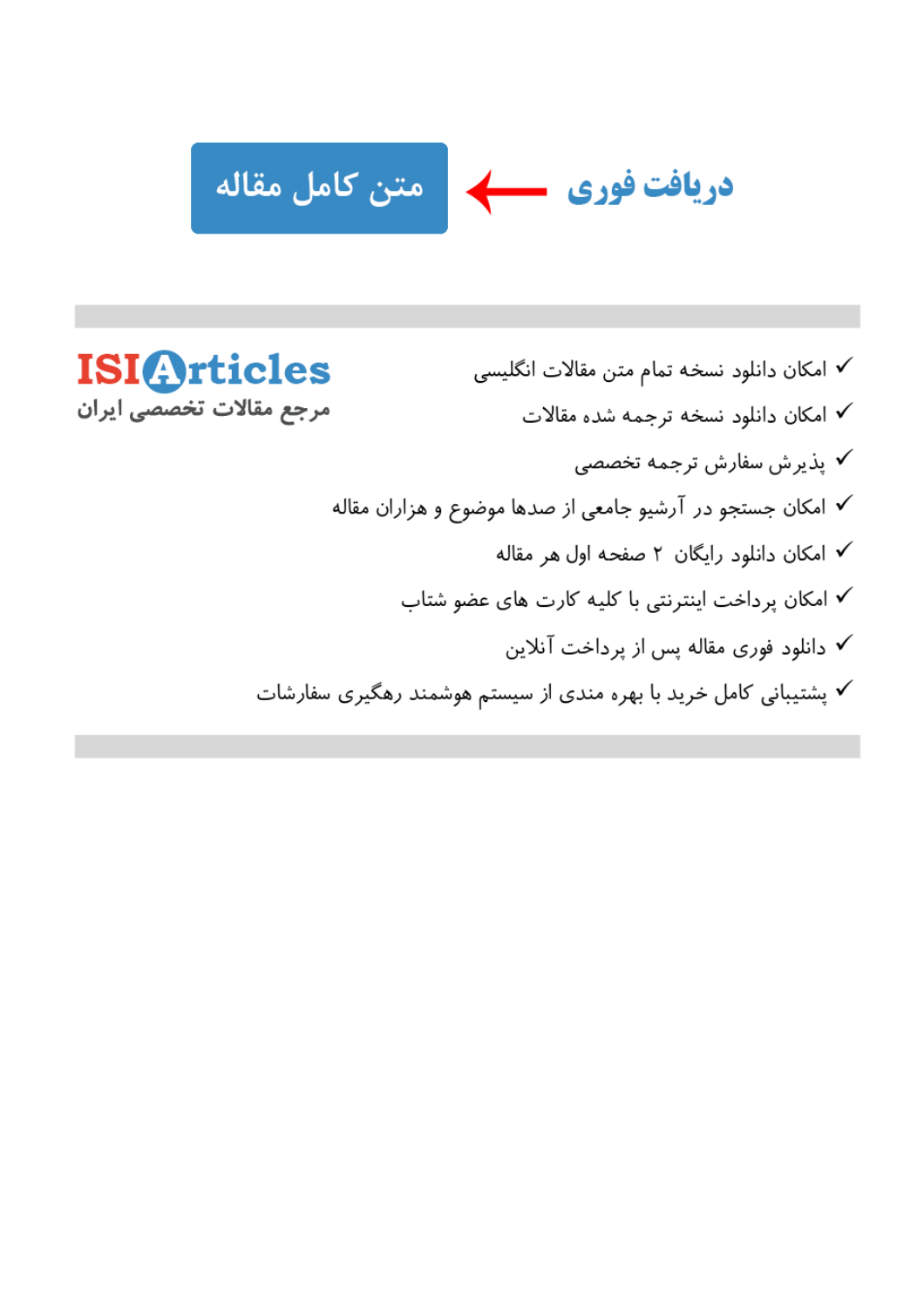دریافت فوری ← متن کامل مقاله

**ISIArticles**
مرجع مقالات تخصصی ایران

- ✓ امکان دانلود نسخه تمام متن مقالات انگلیسی
- ✓ امکان دانلود نسخه ترجمه شده مقالات
- ✓ پذیرش سفارش ترجمه تخصصی
- ✓ امکان جستجو در آرشیو جامعی از صدها موضوع و هزاران مقاله
- ✓ امکان دانلود رایگان ۲ صفحه اول هر مقاله
- ✓ امکان پرداخت اینترنتی با کلیه کارت های عضو شتاب
- ✓ دانلود فوری مقاله پس از پرداخت آنلاین
- ✓ پشتیبانی کامل خرید با بهره مندی از سیستم هوشمند رهگیری سفارشات